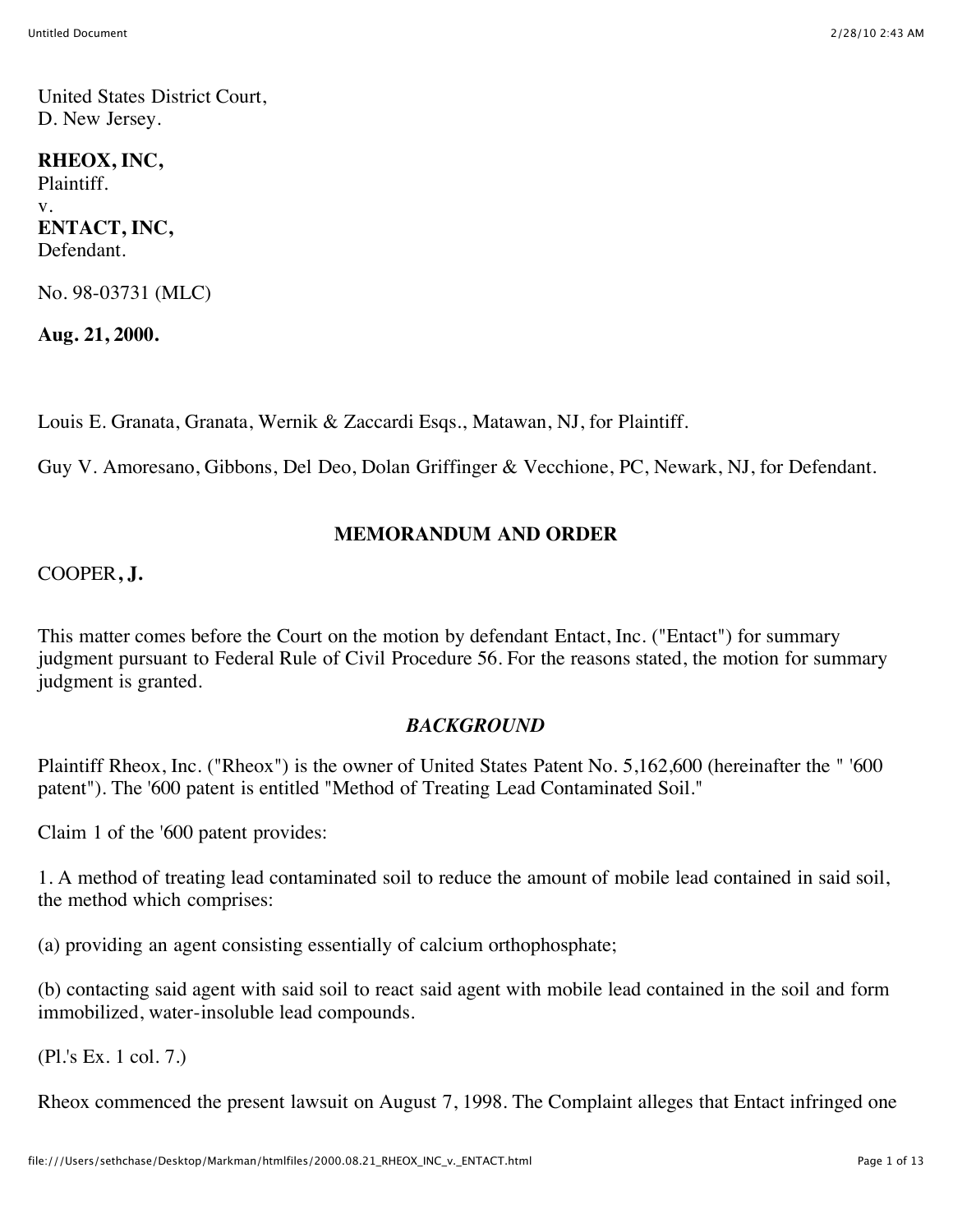United States District Court,
D. New Jersey.

**RHEOX, INC,**
Plaintiff.
v.
**ENTACT, INC,**
Defendant.

No. 98-03731 (MLC)

**Aug. 21, 2000.**

Louis E. Granata, Granata, Wernik & Zaccardi Esqs., Matawan, NJ, for Plaintiff.

Guy V. Amoresano, Gibbons, Del Deo, Dolan Griffinger & Vecchione, PC, Newark, NJ, for Defendant.

## MEMORANDUM AND ORDER

COOPER**, J.**

This matter comes before the Court on the motion by defendant Entact, Inc. ("Entact") for summary judgment pursuant to Federal Rule of Civil Procedure 56. For the reasons stated, the motion for summary judgment is granted.

### *BACKGROUND*

Plaintiff Rheox, Inc. ("Rheox") is the owner of United States Patent No. 5,162,600 (hereinafter the " '600 patent"). The '600 patent is entitled "Method of Treating Lead Contaminated Soil."

Claim 1 of the '600 patent provides:

1. A method of treating lead contaminated soil to reduce the amount of mobile lead contained in said soil, the method which comprises:

(a) providing an agent consisting essentially of calcium orthophosphate;

(b) contacting said agent with said soil to react said agent with mobile lead contained in the soil and form immobilized, water-insoluble lead compounds.

(Pl.'s Ex. 1 col. 7.)

Rheox commenced the present lawsuit on August 7, 1998. The Complaint alleges that Entact infringed one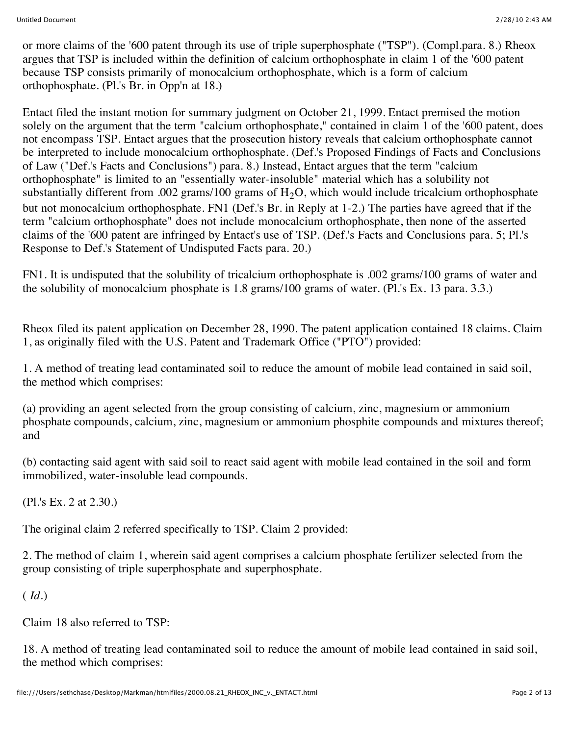or more claims of the '600 patent through its use of triple superphosphate ("TSP"). (Compl.para. 8.) Rheox argues that TSP is included within the definition of calcium orthophosphate in claim 1 of the '600 patent because TSP consists primarily of monocalcium orthophosphate, which is a form of calcium orthophosphate. (Pl.'s Br. in Opp'n at 18.)

Entact filed the instant motion for summary judgment on October 21, 1999. Entact premised the motion solely on the argument that the term "calcium orthophosphate," contained in claim 1 of the '600 patent, does not encompass TSP. Entact argues that the prosecution history reveals that calcium orthophosphate cannot be interpreted to include monocalcium orthophosphate. (Def.'s Proposed Findings of Facts and Conclusions of Law ("Def.'s Facts and Conclusions") para. 8.) Instead, Entact argues that the term "calcium orthophosphate" is limited to an "essentially water-insoluble" material which has a solubility not substantially different from .002 grams/100 grams of $H_2O$, which would include tricalcium orthophosphate but not monocalcium orthophosphate. FN1 (Def.'s Br. in Reply at 1-2.) The parties have agreed that if the term "calcium orthophosphate" does not include monocalcium orthophosphate, then none of the asserted claims of the '600 patent are infringed by Entact's use of TSP. (Def.'s Facts and Conclusions para. 5; Pl.'s Response to Def.'s Statement of Undisputed Facts para. 20.)

FN1. It is undisputed that the solubility of tricalcium orthophosphate is .002 grams/100 grams of water and the solubility of monocalcium phosphate is 1.8 grams/100 grams of water. (Pl.'s Ex. 13 para. 3.3.)

Rheox filed its patent application on December 28, 1990. The patent application contained 18 claims. Claim 1, as originally filed with the U.S. Patent and Trademark Office ("PTO") provided:

1. A method of treating lead contaminated soil to reduce the amount of mobile lead contained in said soil, the method which comprises:

(a) providing an agent selected from the group consisting of calcium, zinc, magnesium or ammonium phosphate compounds, calcium, zinc, magnesium or ammonium phosphite compounds and mixtures thereof; and

(b) contacting said agent with said soil to react said agent with mobile lead contained in the soil and form immobilized, water-insoluble lead compounds.

(Pl.'s Ex. 2 at 2.30.)

The original claim 2 referred specifically to TSP. Claim 2 provided:

2. The method of claim 1, wherein said agent comprises a calcium phosphate fertilizer selected from the group consisting of triple superphosphate and superphosphate.

( *Id.*)

Claim 18 also referred to TSP:

18. A method of treating lead contaminated soil to reduce the amount of mobile lead contained in said soil, the method which comprises: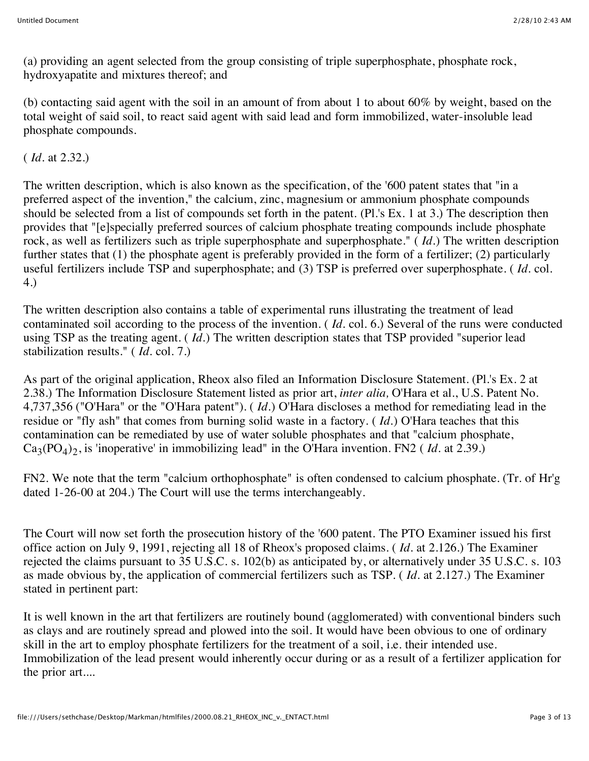(a) providing an agent selected from the group consisting of triple superphosphate, phosphate rock, hydroxyapatite and mixtures thereof; and

(b) contacting said agent with the soil in an amount of from about 1 to about 60% by weight, based on the total weight of said soil, to react said agent with said lead and form immobilized, water-insoluble lead phosphate compounds.

( *Id*. at 2.32.)

The written description, which is also known as the specification, of the '600 patent states that "in a preferred aspect of the invention," the calcium, zinc, magnesium or ammonium phosphate compounds should be selected from a list of compounds set forth in the patent. (Pl.'s Ex. 1 at 3.) The description then provides that "[e]specially preferred sources of calcium phosphate treating compounds include phosphate rock, as well as fertilizers such as triple superphosphate and superphosphate." ( *Id*.) The written description further states that (1) the phosphate agent is preferably provided in the form of a fertilizer; (2) particularly useful fertilizers include TSP and superphosphate; and (3) TSP is preferred over superphosphate. ( *Id*. col. 4.)

The written description also contains a table of experimental runs illustrating the treatment of lead contaminated soil according to the process of the invention. ( *Id*. col. 6.) Several of the runs were conducted using TSP as the treating agent. ( *Id*.) The written description states that TSP provided "superior lead stabilization results." ( *Id*. col. 7.)

As part of the original application, Rheox also filed an Information Disclosure Statement. (Pl.'s Ex. 2 at 2.38.) The Information Disclosure Statement listed as prior art, *inter alia,* O'Hara et al., U.S. Patent No. 4,737,356 ("O'Hara" or the "O'Hara patent"). ( *Id*.) O'Hara discloses a method for remediating lead in the residue or "fly ash" that comes from burning solid waste in a factory. ( *Id*.) O'Hara teaches that this contamination can be remediated by use of water soluble phosphates and that "calcium phosphate, $Ca_3(PO_4)_2$, is 'inoperative' in immobilizing lead" in the O'Hara invention. FN2 ( *Id*. at 2.39.)

FN2. We note that the term "calcium orthophosphate" is often condensed to calcium phosphate. (Tr. of Hr'g dated 1-26-00 at 204.) The Court will use the terms interchangeably.

The Court will now set forth the prosecution history of the '600 patent. The PTO Examiner issued his first office action on July 9, 1991, rejecting all 18 of Rheox's proposed claims. ( *Id*. at 2.126.) The Examiner rejected the claims pursuant to 35 U.S.C. s. 102(b) as anticipated by, or alternatively under 35 U.S.C. s. 103 as made obvious by, the application of commercial fertilizers such as TSP. ( *Id*. at 2.127.) The Examiner stated in pertinent part:

It is well known in the art that fertilizers are routinely bound (agglomerated) with conventional binders such as clays and are routinely spread and plowed into the soil. It would have been obvious to one of ordinary skill in the art to employ phosphate fertilizers for the treatment of a soil, i.e. their intended use. Immobilization of the lead present would inherently occur during or as a result of a fertilizer application for the prior art....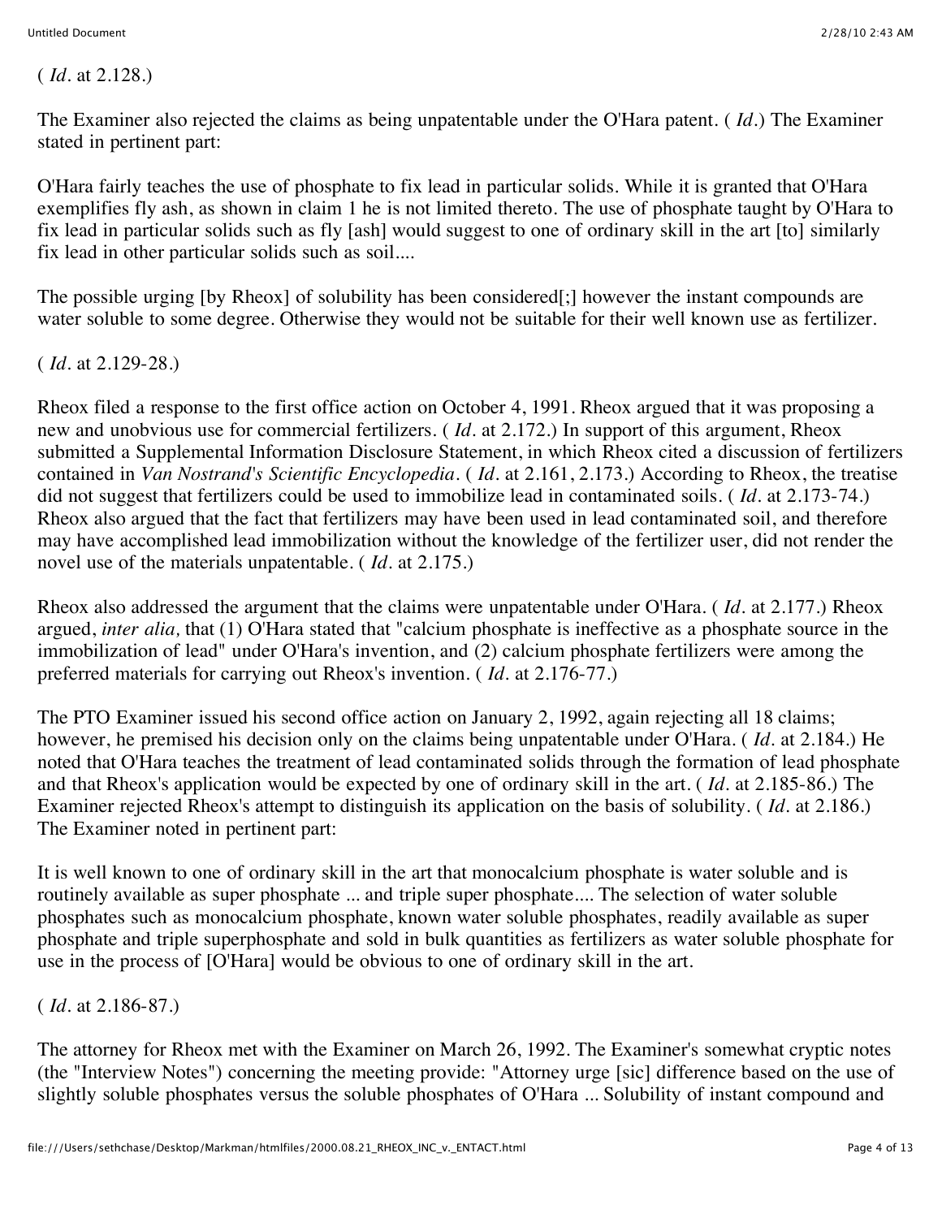( *Id.* at 2.128.)

The Examiner also rejected the claims as being unpatentable under the O'Hara patent. ( *Id.*) The Examiner stated in pertinent part:

O'Hara fairly teaches the use of phosphate to fix lead in particular solids. While it is granted that O'Hara exemplifies fly ash, as shown in claim 1 he is not limited thereto. The use of phosphate taught by O'Hara to fix lead in particular solids such as fly [ash] would suggest to one of ordinary skill in the art [to] similarly fix lead in other particular solids such as soil....

The possible urging [by Rheox] of solubility has been considered[;] however the instant compounds are water soluble to some degree. Otherwise they would not be suitable for their well known use as fertilizer.

( *Id.* at 2.129-28.)

Rheox filed a response to the first office action on October 4, 1991. Rheox argued that it was proposing a new and unobvious use for commercial fertilizers. ( *Id.* at 2.172.) In support of this argument, Rheox submitted a Supplemental Information Disclosure Statement, in which Rheox cited a discussion of fertilizers contained in *Van Nostrand's Scientific Encyclopedia*. ( *Id.* at 2.161, 2.173.) According to Rheox, the treatise did not suggest that fertilizers could be used to immobilize lead in contaminated soils. ( *Id.* at 2.173-74.) Rheox also argued that the fact that fertilizers may have been used in lead contaminated soil, and therefore may have accomplished lead immobilization without the knowledge of the fertilizer user, did not render the novel use of the materials unpatentable. ( *Id.* at 2.175.)

Rheox also addressed the argument that the claims were unpatentable under O'Hara. ( *Id.* at 2.177.) Rheox argued, *inter alia,* that (1) O'Hara stated that "calcium phosphate is ineffective as a phosphate source in the immobilization of lead" under O'Hara's invention, and (2) calcium phosphate fertilizers were among the preferred materials for carrying out Rheox's invention. ( *Id.* at 2.176-77.)

The PTO Examiner issued his second office action on January 2, 1992, again rejecting all 18 claims; however, he premised his decision only on the claims being unpatentable under O'Hara. ( *Id.* at 2.184.) He noted that O'Hara teaches the treatment of lead contaminated solids through the formation of lead phosphate and that Rheox's application would be expected by one of ordinary skill in the art. ( *Id.* at 2.185-86.) The Examiner rejected Rheox's attempt to distinguish its application on the basis of solubility. ( *Id.* at 2.186.) The Examiner noted in pertinent part:

It is well known to one of ordinary skill in the art that monocalcium phosphate is water soluble and is routinely available as super phosphate ... and triple super phosphate.... The selection of water soluble phosphates such as monocalcium phosphate, known water soluble phosphates, readily available as super phosphate and triple superphosphate and sold in bulk quantities as fertilizers as water soluble phosphate for use in the process of [O'Hara] would be obvious to one of ordinary skill in the art.

( *Id.* at 2.186-87.)

The attorney for Rheox met with the Examiner on March 26, 1992. The Examiner's somewhat cryptic notes (the "Interview Notes") concerning the meeting provide: "Attorney urge [sic] difference based on the use of slightly soluble phosphates versus the soluble phosphates of O'Hara ... Solubility of instant compound and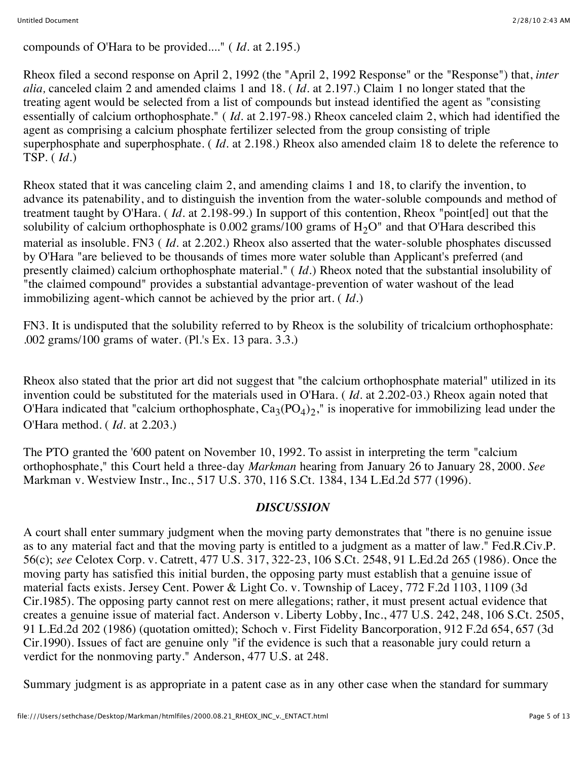compounds of O'Hara to be provided...." ( *Id.* at 2.195.)

Rheox filed a second response on April 2, 1992 (the "April 2, 1992 Response" or the "Response") that, *inter alia,* canceled claim 2 and amended claims 1 and 18. ( *Id.* at 2.197.) Claim 1 no longer stated that the treating agent would be selected from a list of compounds but instead identified the agent as "consisting essentially of calcium orthophosphate." ( *Id.* at 2.197-98.) Rheox canceled claim 2, which had identified the agent as comprising a calcium phosphate fertilizer selected from the group consisting of triple superphosphate and superphosphate. ( *Id.* at 2.198.) Rheox also amended claim 18 to delete the reference to TSP. ( *Id.*)

Rheox stated that it was canceling claim 2, and amending claims 1 and 18, to clarify the invention, to advance its patenability, and to distinguish the invention from the water-soluble compounds and method of treatment taught by O'Hara. ( *Id.* at 2.198-99.) In support of this contention, Rheox "point[ed] out that the solubility of calcium orthophosphate is 0.002 grams/100 grams of $H_2O$" and that O'Hara described this material as insoluble. FN3 ( *Id.* at 2.202.) Rheox also asserted that the water-soluble phosphates discussed by O'Hara "are believed to be thousands of times more water soluble than Applicant's preferred (and presently claimed) calcium orthophosphate material." ( *Id.*) Rheox noted that the substantial insolubility of "the claimed compound" provides a substantial advantage-prevention of water washout of the lead immobilizing agent-which cannot be achieved by the prior art. ( *Id.*)

FN3. It is undisputed that the solubility referred to by Rheox is the solubility of tricalcium orthophosphate: .002 grams/100 grams of water. (Pl.'s Ex. 13 para. 3.3.)

Rheox also stated that the prior art did not suggest that "the calcium orthophosphate material" utilized in its invention could be substituted for the materials used in O'Hara. ( *Id.* at 2.202-03.) Rheox again noted that O'Hara indicated that "calcium orthophosphate, $Ca_3(PO_4)_2$," is inoperative for immobilizing lead under the O'Hara method. ( *Id.* at 2.203.)

The PTO granted the '600 patent on November 10, 1992. To assist in interpreting the term "calcium orthophosphate," this Court held a three-day *Markman* hearing from January 26 to January 28, 2000. *See* Markman v. Westview Instr., Inc., 517 U.S. 370, 116 S.Ct. 1384, 134 L.Ed.2d 577 (1996).

## *DISCUSSION*

A court shall enter summary judgment when the moving party demonstrates that "there is no genuine issue as to any material fact and that the moving party is entitled to a judgment as a matter of law." Fed.R.Civ.P. 56(c); *see* Celotex Corp. v. Catrett, 477 U.S. 317, 322-23, 106 S.Ct. 2548, 91 L.Ed.2d 265 (1986). Once the moving party has satisfied this initial burden, the opposing party must establish that a genuine issue of material facts exists. Jersey Cent. Power & Light Co. v. Township of Lacey, 772 F.2d 1103, 1109 (3d Cir.1985). The opposing party cannot rest on mere allegations; rather, it must present actual evidence that creates a genuine issue of material fact. Anderson v. Liberty Lobby, Inc., 477 U.S. 242, 248, 106 S.Ct. 2505, 91 L.Ed.2d 202 (1986) (quotation omitted); Schoch v. First Fidelity Bancorporation, 912 F.2d 654, 657 (3d Cir.1990). Issues of fact are genuine only "if the evidence is such that a reasonable jury could return a verdict for the nonmoving party." Anderson, 477 U.S. at 248.

Summary judgment is as appropriate in a patent case as in any other case when the standard for summary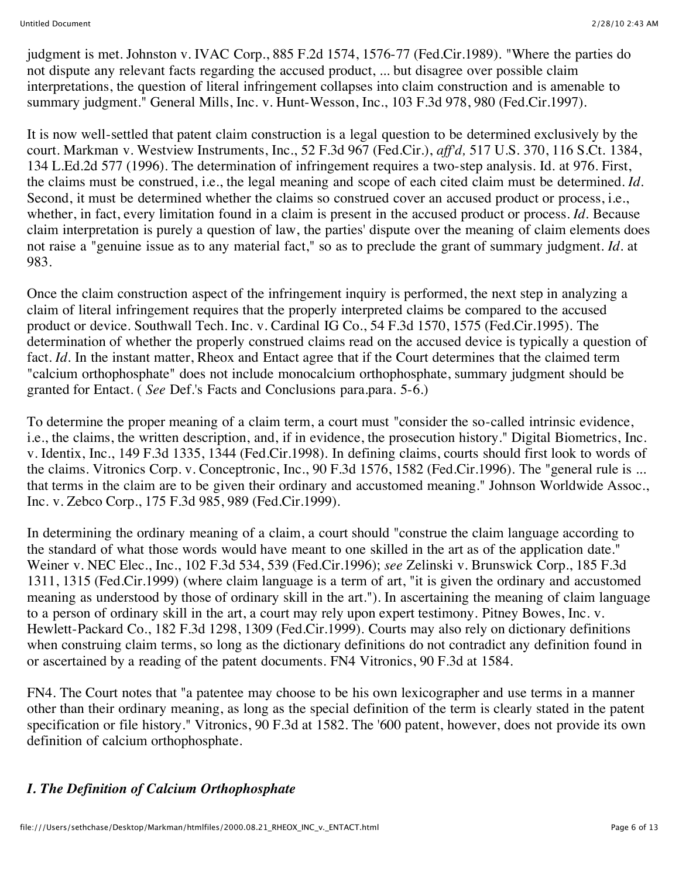judgment is met. Johnston v. IVAC Corp., 885 F.2d 1574, 1576-77 (Fed.Cir.1989). "Where the parties do not dispute any relevant facts regarding the accused product, ... but disagree over possible claim interpretations, the question of literal infringement collapses into claim construction and is amenable to summary judgment." General Mills, Inc. v. Hunt-Wesson, Inc., 103 F.3d 978, 980 (Fed.Cir.1997).

It is now well-settled that patent claim construction is a legal question to be determined exclusively by the court. Markman v. Westview Instruments, Inc., 52 F.3d 967 (Fed.Cir.), *aff'd,* 517 U.S. 370, 116 S.Ct. 1384, 134 L.Ed.2d 577 (1996). The determination of infringement requires a two-step analysis. Id. at 976. First, the claims must be construed, i.e., the legal meaning and scope of each cited claim must be determined. *Id.* Second, it must be determined whether the claims so construed cover an accused product or process, i.e., whether, in fact, every limitation found in a claim is present in the accused product or process. *Id.* Because claim interpretation is purely a question of law, the parties' dispute over the meaning of claim elements does not raise a "genuine issue as to any material fact," so as to preclude the grant of summary judgment. *Id.* at 983.

Once the claim construction aspect of the infringement inquiry is performed, the next step in analyzing a claim of literal infringement requires that the properly interpreted claims be compared to the accused product or device. Southwall Tech. Inc. v. Cardinal IG Co., 54 F.3d 1570, 1575 (Fed.Cir.1995). The determination of whether the properly construed claims read on the accused device is typically a question of fact. *Id.* In the instant matter, Rheox and Entact agree that if the Court determines that the claimed term "calcium orthophosphate" does not include monocalcium orthophosphate, summary judgment should be granted for Entact. ( *See* Def.'s Facts and Conclusions para.para. 5-6.)

To determine the proper meaning of a claim term, a court must "consider the so-called intrinsic evidence, i.e., the claims, the written description, and, if in evidence, the prosecution history." Digital Biometrics, Inc. v. Identix, Inc., 149 F.3d 1335, 1344 (Fed.Cir.1998). In defining claims, courts should first look to words of the claims. Vitronics Corp. v. Conceptronic, Inc., 90 F.3d 1576, 1582 (Fed.Cir.1996). The "general rule is ... that terms in the claim are to be given their ordinary and accustomed meaning." Johnson Worldwide Assoc., Inc. v. Zebco Corp., 175 F.3d 985, 989 (Fed.Cir.1999).

In determining the ordinary meaning of a claim, a court should "construe the claim language according to the standard of what those words would have meant to one skilled in the art as of the application date." Weiner v. NEC Elec., Inc., 102 F.3d 534, 539 (Fed.Cir.1996); *see* Zelinski v. Brunswick Corp., 185 F.3d 1311, 1315 (Fed.Cir.1999) (where claim language is a term of art, "it is given the ordinary and accustomed meaning as understood by those of ordinary skill in the art."). In ascertaining the meaning of claim language to a person of ordinary skill in the art, a court may rely upon expert testimony. Pitney Bowes, Inc. v. Hewlett-Packard Co., 182 F.3d 1298, 1309 (Fed.Cir.1999). Courts may also rely on dictionary definitions when construing claim terms, so long as the dictionary definitions do not contradict any definition found in or ascertained by a reading of the patent documents. FN4 Vitronics, 90 F.3d at 1584.

FN4. The Court notes that "a patentee may choose to be his own lexicographer and use terms in a manner other than their ordinary meaning, as long as the special definition of the term is clearly stated in the patent specification or file history." Vitronics, 90 F.3d at 1582. The '600 patent, however, does not provide its own definition of calcium orthophosphate.

### *I. The Definition of Calcium Orthophosphate*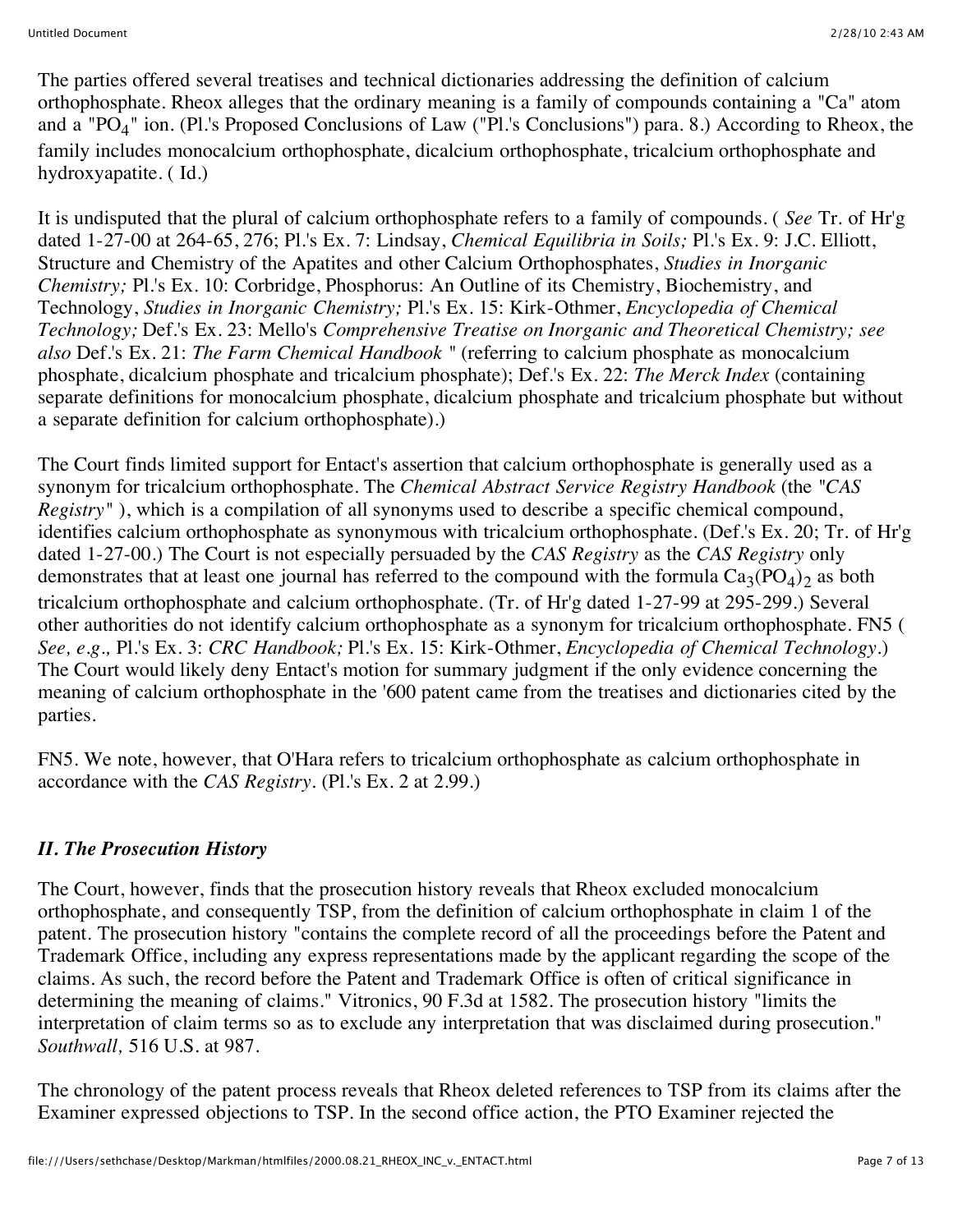The parties offered several treatises and technical dictionaries addressing the definition of calcium orthophosphate. Rheox alleges that the ordinary meaning is a family of compounds containing a "Ca" atom and a "$PO_4$" ion. (Pl.'s Proposed Conclusions of Law ("Pl.'s Conclusions") para. 8.) According to Rheox, the family includes monocalcium orthophosphate, dicalcium orthophosphate, tricalcium orthophosphate and hydroxyapatite. ( Id.)

It is undisputed that the plural of calcium orthophosphate refers to a family of compounds. ( *See* Tr. of Hr'g dated 1-27-00 at 264-65, 276; Pl.'s Ex. 7: Lindsay, *Chemical Equilibria in Soils;* Pl.'s Ex. 9: J.C. Elliott, Structure and Chemistry of the Apatites and other Calcium Orthophosphates, *Studies in Inorganic Chemistry;* Pl.'s Ex. 10: Corbridge, Phosphorus: An Outline of its Chemistry, Biochemistry, and Technology, *Studies in Inorganic Chemistry;* Pl.'s Ex. 15: Kirk-Othmer, *Encyclopedia of Chemical Technology;* Def.'s Ex. 23: Mello's *Comprehensive Treatise on Inorganic and Theoretical Chemistry; see also* Def.'s Ex. 21: *The Farm Chemical Handbook* " (referring to calcium phosphate as monocalcium phosphate, dicalcium phosphate and tricalcium phosphate); Def.'s Ex. 22: *The Merck Index* (containing separate definitions for monocalcium phosphate, dicalcium phosphate and tricalcium phosphate but without a separate definition for calcium orthophosphate).)

The Court finds limited support for Entact's assertion that calcium orthophosphate is generally used as a synonym for tricalcium orthophosphate. The *Chemical Abstract Service Registry Handbook* (the "*CAS Registry*" ), which is a compilation of all synonyms used to describe a specific chemical compound, identifies calcium orthophosphate as synonymous with tricalcium orthophosphate. (Def.'s Ex. 20; Tr. of Hr'g dated 1-27-00.) The Court is not especially persuaded by the *CAS Registry* as the *CAS Registry* only demonstrates that at least one journal has referred to the compound with the formula $Ca_3(PO_4)_2$ as both tricalcium orthophosphate and calcium orthophosphate. (Tr. of Hr'g dated 1-27-99 at 295-299.) Several other authorities do not identify calcium orthophosphate as a synonym for tricalcium orthophosphate. FN5 ( *See, e.g.,* Pl.'s Ex. 3: *CRC Handbook;* Pl.'s Ex. 15: Kirk-Othmer, *Encyclopedia of Chemical Technology*.) The Court would likely deny Entact's motion for summary judgment if the only evidence concerning the meaning of calcium orthophosphate in the '600 patent came from the treatises and dictionaries cited by the parties.

FN5. We note, however, that O'Hara refers to tricalcium orthophosphate as calcium orthophosphate in accordance with the *CAS Registry*. (Pl.'s Ex. 2 at 2.99.)

### *II. The Prosecution History*

The Court, however, finds that the prosecution history reveals that Rheox excluded monocalcium orthophosphate, and consequently TSP, from the definition of calcium orthophosphate in claim 1 of the patent. The prosecution history "contains the complete record of all the proceedings before the Patent and Trademark Office, including any express representations made by the applicant regarding the scope of the claims. As such, the record before the Patent and Trademark Office is often of critical significance in determining the meaning of claims." Vitronics, 90 F.3d at 1582. The prosecution history "limits the interpretation of claim terms so as to exclude any interpretation that was disclaimed during prosecution." *Southwall,* 516 U.S. at 987.

The chronology of the patent process reveals that Rheox deleted references to TSP from its claims after the Examiner expressed objections to TSP. In the second office action, the PTO Examiner rejected the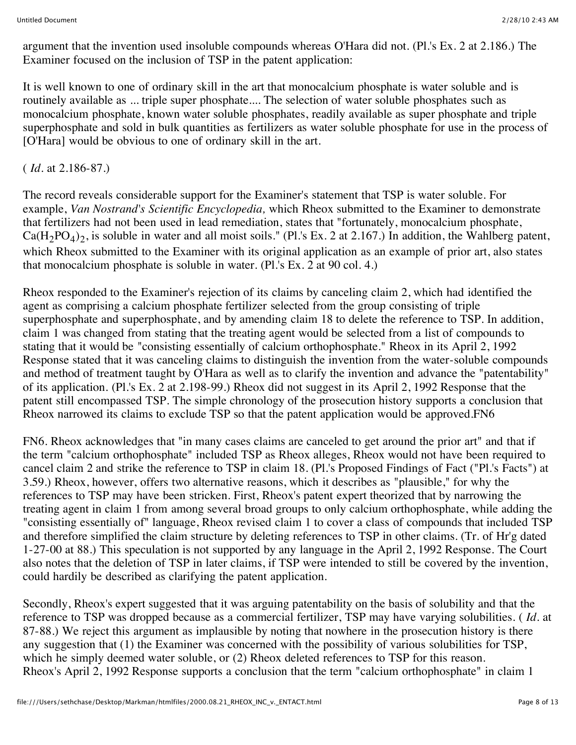argument that the invention used insoluble compounds whereas O'Hara did not. (Pl.'s Ex. 2 at 2.186.) The Examiner focused on the inclusion of TSP in the patent application:

It is well known to one of ordinary skill in the art that monocalcium phosphate is water soluble and is routinely available as ... triple super phosphate.... The selection of water soluble phosphates such as monocalcium phosphate, known water soluble phosphates, readily available as super phosphate and triple superphosphate and sold in bulk quantities as fertilizers as water soluble phosphate for use in the process of [O'Hara] would be obvious to one of ordinary skill in the art.

( *Id.* at 2.186-87.)

The record reveals considerable support for the Examiner's statement that TSP is water soluble. For example, *Van Nostrand's Scientific Encyclopedia,* which Rheox submitted to the Examiner to demonstrate that fertilizers had not been used in lead remediation, states that "fortunately, monocalcium phosphate, $Ca(H_2PO_4)_2$, is soluble in water and all moist soils." (Pl.'s Ex. 2 at 2.167.) In addition, the Wahlberg patent, which Rheox submitted to the Examiner with its original application as an example of prior art, also states that monocalcium phosphate is soluble in water. (Pl.'s Ex. 2 at 90 col. 4.)

Rheox responded to the Examiner's rejection of its claims by canceling claim 2, which had identified the agent as comprising a calcium phosphate fertilizer selected from the group consisting of triple superphosphate and superphosphate, and by amending claim 18 to delete the reference to TSP. In addition, claim 1 was changed from stating that the treating agent would be selected from a list of compounds to stating that it would be "consisting essentially of calcium orthophosphate." Rheox in its April 2, 1992 Response stated that it was canceling claims to distinguish the invention from the water-soluble compounds and method of treatment taught by O'Hara as well as to clarify the invention and advance the "patentability" of its application. (Pl.'s Ex. 2 at 2.198-99.) Rheox did not suggest in its April 2, 1992 Response that the patent still encompassed TSP. The simple chronology of the prosecution history supports a conclusion that Rheox narrowed its claims to exclude TSP so that the patent application would be approved.FN6

FN6. Rheox acknowledges that "in many cases claims are canceled to get around the prior art" and that if the term "calcium orthophosphate" included TSP as Rheox alleges, Rheox would not have been required to cancel claim 2 and strike the reference to TSP in claim 18. (Pl.'s Proposed Findings of Fact ("Pl.'s Facts") at 3.59.) Rheox, however, offers two alternative reasons, which it describes as "plausible," for why the references to TSP may have been stricken. First, Rheox's patent expert theorized that by narrowing the treating agent in claim 1 from among several broad groups to only calcium orthophosphate, while adding the "consisting essentially of" language, Rheox revised claim 1 to cover a class of compounds that included TSP and therefore simplified the claim structure by deleting references to TSP in other claims. (Tr. of Hr'g dated 1-27-00 at 88.) This speculation is not supported by any language in the April 2, 1992 Response. The Court also notes that the deletion of TSP in later claims, if TSP were intended to still be covered by the invention, could hardly be described as clarifying the patent application.

Secondly, Rheox's expert suggested that it was arguing patentability on the basis of solubility and that the reference to TSP was dropped because as a commercial fertilizer, TSP may have varying solubilities. ( *Id.* at 87-88.) We reject this argument as implausible by noting that nowhere in the prosecution history is there any suggestion that (1) the Examiner was concerned with the possibility of various solubilities for TSP, which he simply deemed water soluble, or (2) Rheox deleted references to TSP for this reason.

Rheox's April 2, 1992 Response supports a conclusion that the term "calcium orthophosphate" in claim 1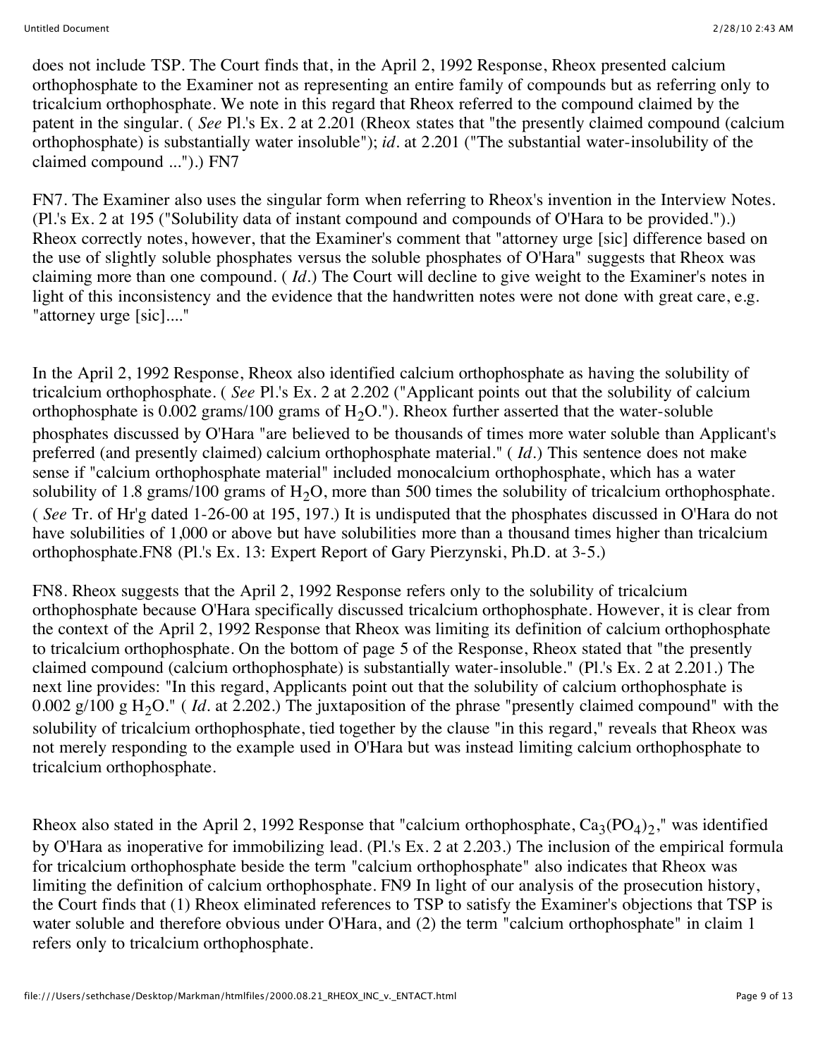does not include TSP. The Court finds that, in the April 2, 1992 Response, Rheox presented calcium orthophosphate to the Examiner not as representing an entire family of compounds but as referring only to tricalcium orthophosphate. We note in this regard that Rheox referred to the compound claimed by the patent in the singular. ( *See* Pl.'s Ex. 2 at 2.201 (Rheox states that "the presently claimed compound (calcium orthophosphate) is substantially water insoluble"); *id*. at 2.201 ("The substantial water-insolubility of the claimed compound ...").) FN7

FN7. The Examiner also uses the singular form when referring to Rheox's invention in the Interview Notes. (Pl.'s Ex. 2 at 195 ("Solubility data of instant compound and compounds of O'Hara to be provided.").) Rheox correctly notes, however, that the Examiner's comment that "attorney urge [sic] difference based on the use of slightly soluble phosphates versus the soluble phosphates of O'Hara" suggests that Rheox was claiming more than one compound. ( *Id*.) The Court will decline to give weight to the Examiner's notes in light of this inconsistency and the evidence that the handwritten notes were not done with great care, e.g. "attorney urge [sic]...."

In the April 2, 1992 Response, Rheox also identified calcium orthophosphate as having the solubility of tricalcium orthophosphate. ( *See* Pl.'s Ex. 2 at 2.202 ("Applicant points out that the solubility of calcium orthophosphate is 0.002 grams/100 grams of $H_2O$."). Rheox further asserted that the water-soluble phosphates discussed by O'Hara "are believed to be thousands of times more water soluble than Applicant's preferred (and presently claimed) calcium orthophosphate material." ( *Id*.) This sentence does not make sense if "calcium orthophosphate material" included monocalcium orthophosphate, which has a water solubility of 1.8 grams/100 grams of $H_2O$, more than 500 times the solubility of tricalcium orthophosphate. ( *See* Tr. of Hr'g dated 1-26-00 at 195, 197.) It is undisputed that the phosphates discussed in O'Hara do not have solubilities of 1,000 or above but have solubilities more than a thousand times higher than tricalcium orthophosphate.FN8 (Pl.'s Ex. 13: Expert Report of Gary Pierzynski, Ph.D. at 3-5.)

FN8. Rheox suggests that the April 2, 1992 Response refers only to the solubility of tricalcium orthophosphate because O'Hara specifically discussed tricalcium orthophosphate. However, it is clear from the context of the April 2, 1992 Response that Rheox was limiting its definition of calcium orthophosphate to tricalcium orthophosphate. On the bottom of page 5 of the Response, Rheox stated that "the presently claimed compound (calcium orthophosphate) is substantially water-insoluble." (Pl.'s Ex. 2 at 2.201.) The next line provides: "In this regard, Applicants point out that the solubility of calcium orthophosphate is 0.002 g/100 g $H_2O$." ( *Id*. at 2.202.) The juxtaposition of the phrase "presently claimed compound" with the solubility of tricalcium orthophosphate, tied together by the clause "in this regard," reveals that Rheox was not merely responding to the example used in O'Hara but was instead limiting calcium orthophosphate to tricalcium orthophosphate.

Rheox also stated in the April 2, 1992 Response that "calcium orthophosphate, $Ca_3(PO_4)_2$," was identified by O'Hara as inoperative for immobilizing lead. (Pl.'s Ex. 2 at 2.203.) The inclusion of the empirical formula for tricalcium orthophosphate beside the term "calcium orthophosphate" also indicates that Rheox was limiting the definition of calcium orthophosphate. FN9 In light of our analysis of the prosecution history, the Court finds that (1) Rheox eliminated references to TSP to satisfy the Examiner's objections that TSP is water soluble and therefore obvious under O'Hara, and (2) the term "calcium orthophosphate" in claim 1 refers only to tricalcium orthophosphate.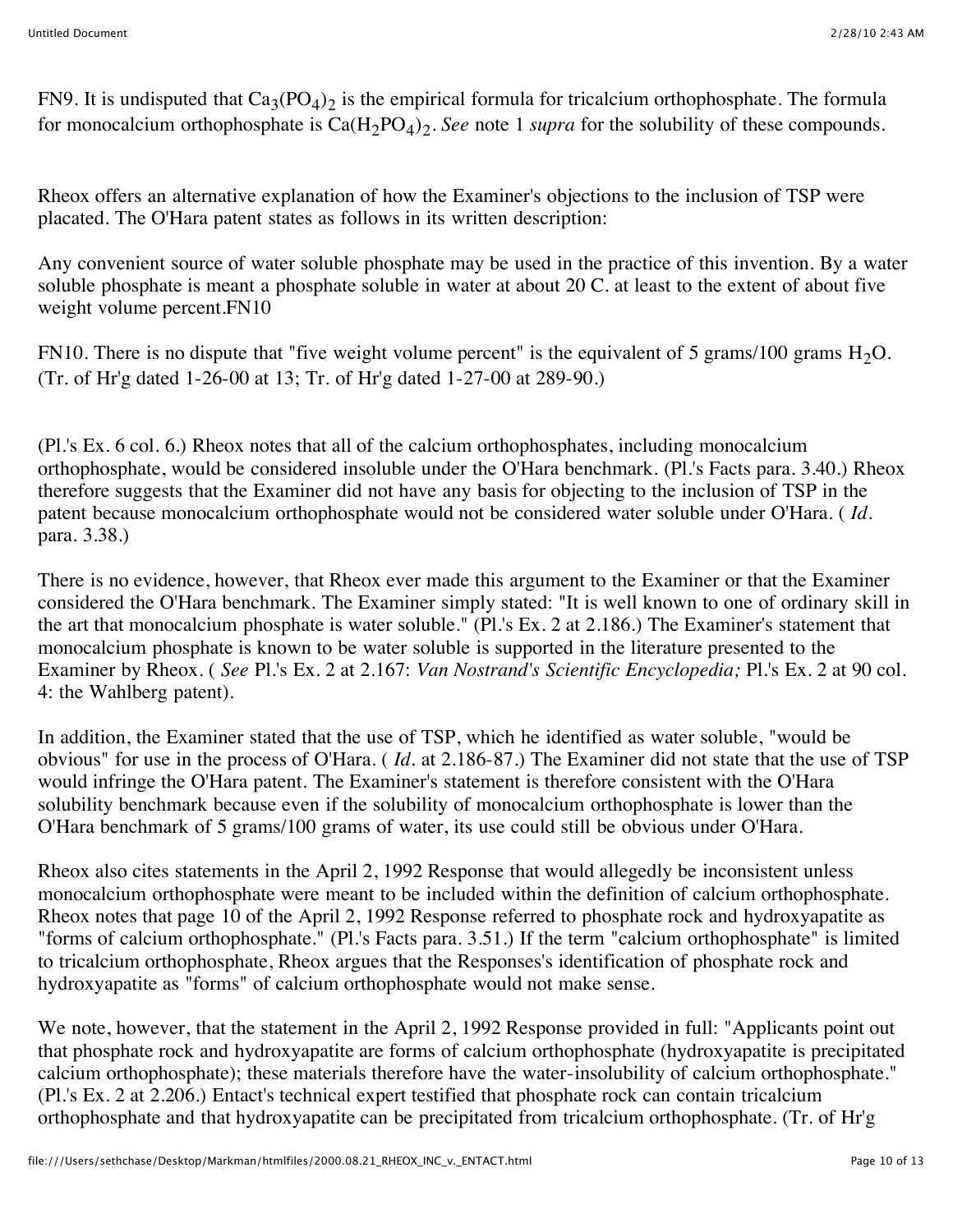FN9. It is undisputed that $Ca_3(PO_4)_2$ is the empirical formula for tricalcium orthophosphate. The formula for monocalcium orthophosphate is $Ca(H_2PO_4)_2$. *See* note 1 *supra* for the solubility of these compounds.

Rheox offers an alternative explanation of how the Examiner's objections to the inclusion of TSP were placated. The O'Hara patent states as follows in its written description:

Any convenient source of water soluble phosphate may be used in the practice of this invention. By a water soluble phosphate is meant a phosphate soluble in water at about 20 C. at least to the extent of about five weight volume percent.FN10

FN10. There is no dispute that "five weight volume percent" is the equivalent of 5 grams/100 grams $H_2O$. (Tr. of Hr'g dated 1-26-00 at 13; Tr. of Hr'g dated 1-27-00 at 289-90.)

(Pl.'s Ex. 6 col. 6.) Rheox notes that all of the calcium orthophosphates, including monocalcium orthophosphate, would be considered insoluble under the O'Hara benchmark. (Pl.'s Facts para. 3.40.) Rheox therefore suggests that the Examiner did not have any basis for objecting to the inclusion of TSP in the patent because monocalcium orthophosphate would not be considered water soluble under O'Hara. ( *Id.* para. 3.38.)

There is no evidence, however, that Rheox ever made this argument to the Examiner or that the Examiner considered the O'Hara benchmark. The Examiner simply stated: "It is well known to one of ordinary skill in the art that monocalcium phosphate is water soluble." (Pl.'s Ex. 2 at 2.186.) The Examiner's statement that monocalcium phosphate is known to be water soluble is supported in the literature presented to the Examiner by Rheox. ( *See* Pl.'s Ex. 2 at 2.167: *Van Nostrand's Scientific Encyclopedia;* Pl.'s Ex. 2 at 90 col. 4: the Wahlberg patent).

In addition, the Examiner stated that the use of TSP, which he identified as water soluble, "would be obvious" for use in the process of O'Hara. ( *Id.* at 2.186-87.) The Examiner did not state that the use of TSP would infringe the O'Hara patent. The Examiner's statement is therefore consistent with the O'Hara solubility benchmark because even if the solubility of monocalcium orthophosphate is lower than the O'Hara benchmark of 5 grams/100 grams of water, its use could still be obvious under O'Hara.

Rheox also cites statements in the April 2, 1992 Response that would allegedly be inconsistent unless monocalcium orthophosphate were meant to be included within the definition of calcium orthophosphate. Rheox notes that page 10 of the April 2, 1992 Response referred to phosphate rock and hydroxyapatite as "forms of calcium orthophosphate." (Pl.'s Facts para. 3.51.) If the term "calcium orthophosphate" is limited to tricalcium orthophosphate, Rheox argues that the Responses's identification of phosphate rock and hydroxyapatite as "forms" of calcium orthophosphate would not make sense.

We note, however, that the statement in the April 2, 1992 Response provided in full: "Applicants point out that phosphate rock and hydroxyapatite are forms of calcium orthophosphate (hydroxyapatite is precipitated calcium orthophosphate); these materials therefore have the water-insolubility of calcium orthophosphate." (Pl.'s Ex. 2 at 2.206.) Entact's technical expert testified that phosphate rock can contain tricalcium orthophosphate and that hydroxyapatite can be precipitated from tricalcium orthophosphate. (Tr. of Hr'g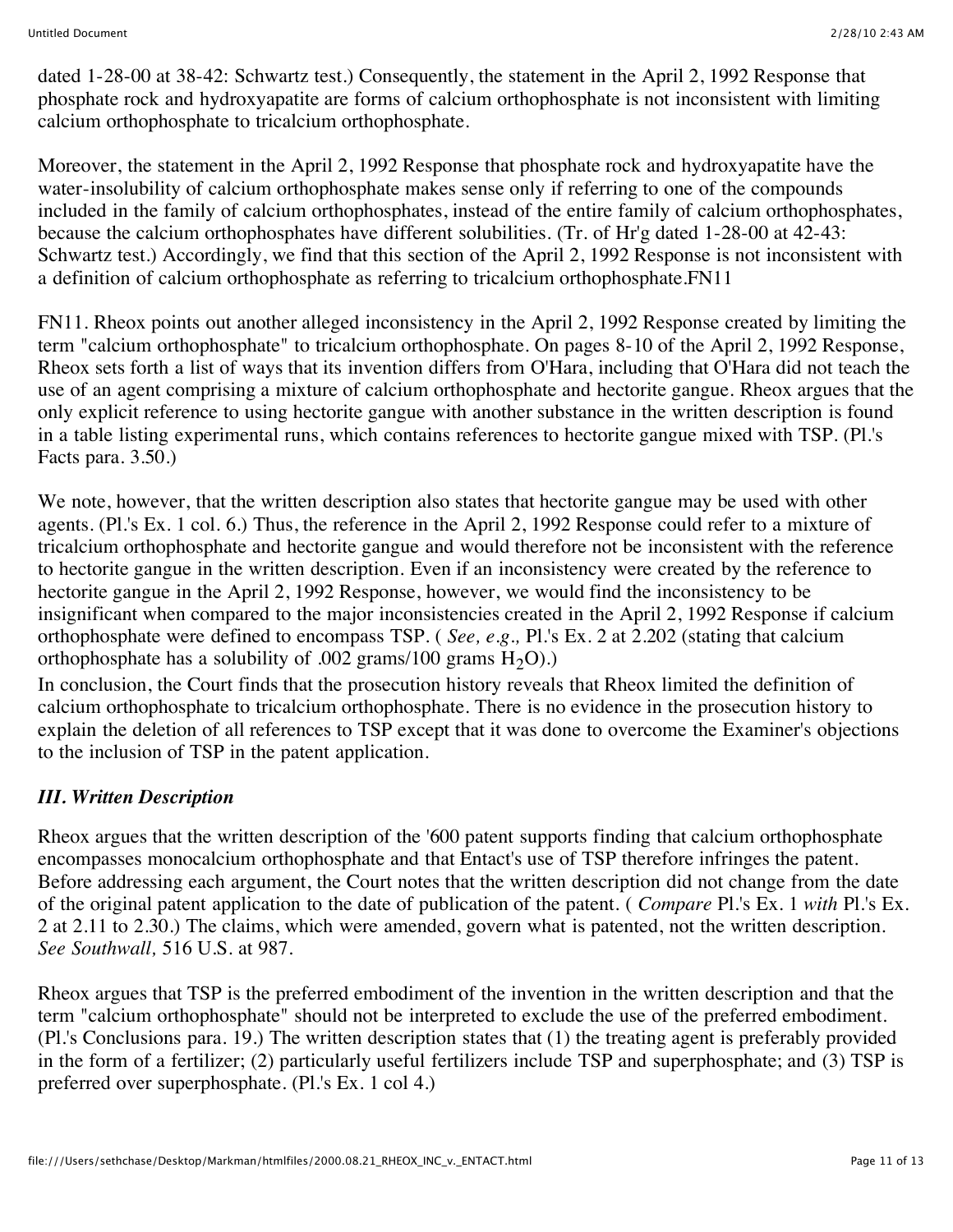dated 1-28-00 at 38-42: Schwartz test.) Consequently, the statement in the April 2, 1992 Response that phosphate rock and hydroxyapatite are forms of calcium orthophosphate is not inconsistent with limiting calcium orthophosphate to tricalcium orthophosphate.

Moreover, the statement in the April 2, 1992 Response that phosphate rock and hydroxyapatite have the water-insolubility of calcium orthophosphate makes sense only if referring to one of the compounds included in the family of calcium orthophosphates, instead of the entire family of calcium orthophosphates, because the calcium orthophosphates have different solubilities. (Tr. of Hr'g dated 1-28-00 at 42-43: Schwartz test.) Accordingly, we find that this section of the April 2, 1992 Response is not inconsistent with a definition of calcium orthophosphate as referring to tricalcium orthophosphate.FN11

FN11. Rheox points out another alleged inconsistency in the April 2, 1992 Response created by limiting the term "calcium orthophosphate" to tricalcium orthophosphate. On pages 8-10 of the April 2, 1992 Response, Rheox sets forth a list of ways that its invention differs from O'Hara, including that O'Hara did not teach the use of an agent comprising a mixture of calcium orthophosphate and hectorite gangue. Rheox argues that the only explicit reference to using hectorite gangue with another substance in the written description is found in a table listing experimental runs, which contains references to hectorite gangue mixed with TSP. (Pl.'s Facts para. 3.50.)

We note, however, that the written description also states that hectorite gangue may be used with other agents. (Pl.'s Ex. 1 col. 6.) Thus, the reference in the April 2, 1992 Response could refer to a mixture of tricalcium orthophosphate and hectorite gangue and would therefore not be inconsistent with the reference to hectorite gangue in the written description. Even if an inconsistency were created by the reference to hectorite gangue in the April 2, 1992 Response, however, we would find the inconsistency to be insignificant when compared to the major inconsistencies created in the April 2, 1992 Response if calcium orthophosphate were defined to encompass TSP. ( *See, e.g.,* Pl.'s Ex. 2 at 2.202 (stating that calcium orthophosphate has a solubility of .002 grams/100 grams $H_2O$).)

In conclusion, the Court finds that the prosecution history reveals that Rheox limited the definition of calcium orthophosphate to tricalcium orthophosphate. There is no evidence in the prosecution history to explain the deletion of all references to TSP except that it was done to overcome the Examiner's objections to the inclusion of TSP in the patent application.

### *III. Written Description*

Rheox argues that the written description of the '600 patent supports finding that calcium orthophosphate encompasses monocalcium orthophosphate and that Entact's use of TSP therefore infringes the patent. Before addressing each argument, the Court notes that the written description did not change from the date of the original patent application to the date of publication of the patent. ( *Compare* Pl.'s Ex. 1 *with* Pl.'s Ex. 2 at 2.11 to 2.30.) The claims, which were amended, govern what is patented, not the written description. *See Southwall,* 516 U.S. at 987.

Rheox argues that TSP is the preferred embodiment of the invention in the written description and that the term "calcium orthophosphate" should not be interpreted to exclude the use of the preferred embodiment. (Pl.'s Conclusions para. 19.) The written description states that (1) the treating agent is preferably provided in the form of a fertilizer; (2) particularly useful fertilizers include TSP and superphosphate; and (3) TSP is preferred over superphosphate. (Pl.'s Ex. 1 col 4.)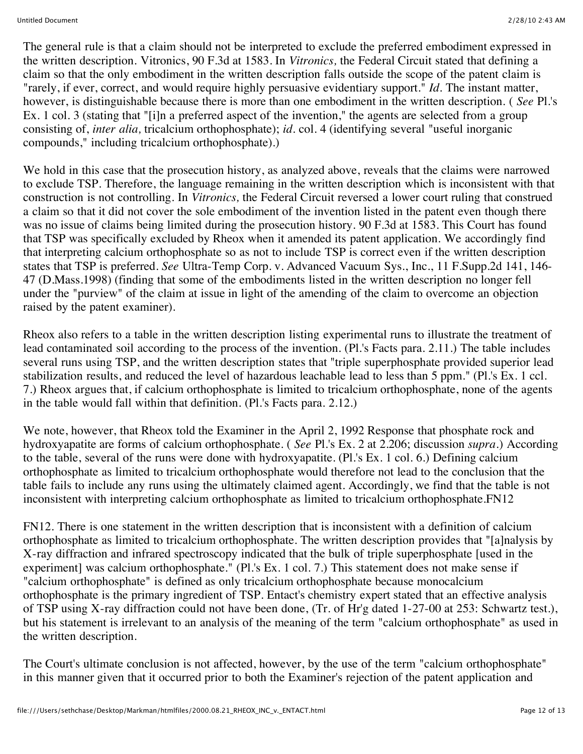The general rule is that a claim should not be interpreted to exclude the preferred embodiment expressed in the written description. Vitronics, 90 F.3d at 1583. In *Vitronics,* the Federal Circuit stated that defining a claim so that the only embodiment in the written description falls outside the scope of the patent claim is "rarely, if ever, correct, and would require highly persuasive evidentiary support." *Id.* The instant matter, however, is distinguishable because there is more than one embodiment in the written description. ( *See* Pl.'s Ex. 1 col. 3 (stating that "[i]n a preferred aspect of the invention," the agents are selected from a group consisting of, *inter alia,* tricalcium orthophosphate); *id.* col. 4 (identifying several "useful inorganic compounds," including tricalcium orthophosphate).)

We hold in this case that the prosecution history, as analyzed above, reveals that the claims were narrowed to exclude TSP. Therefore, the language remaining in the written description which is inconsistent with that construction is not controlling. In *Vitronics,* the Federal Circuit reversed a lower court ruling that construed a claim so that it did not cover the sole embodiment of the invention listed in the patent even though there was no issue of claims being limited during the prosecution history. 90 F.3d at 1583. This Court has found that TSP was specifically excluded by Rheox when it amended its patent application. We accordingly find that interpreting calcium orthophosphate so as not to include TSP is correct even if the written description states that TSP is preferred. *See* Ultra-Temp Corp. v. Advanced Vacuum Sys., Inc., 11 F.Supp.2d 141, 146-47 (D.Mass.1998) (finding that some of the embodiments listed in the written description no longer fell under the "purview" of the claim at issue in light of the amending of the claim to overcome an objection raised by the patent examiner).

Rheox also refers to a table in the written description listing experimental runs to illustrate the treatment of lead contaminated soil according to the process of the invention. (Pl.'s Facts para. 2.11.) The table includes several runs using TSP, and the written description states that "triple superphosphate provided superior lead stabilization results, and reduced the level of hazardous leachable lead to less than 5 ppm." (Pl.'s Ex. 1 ccl. 7.) Rheox argues that, if calcium orthophosphate is limited to tricalcium orthophosphate, none of the agents in the table would fall within that definition. (Pl.'s Facts para. 2.12.)

We note, however, that Rheox told the Examiner in the April 2, 1992 Response that phosphate rock and hydroxyapatite are forms of calcium orthophosphate. ( *See* Pl.'s Ex. 2 at 2.206; discussion *supra.*) According to the table, several of the runs were done with hydroxyapatite. (Pl.'s Ex. 1 col. 6.) Defining calcium orthophosphate as limited to tricalcium orthophosphate would therefore not lead to the conclusion that the table fails to include any runs using the ultimately claimed agent. Accordingly, we find that the table is not inconsistent with interpreting calcium orthophosphate as limited to tricalcium orthophosphate.FN12

FN12. There is one statement in the written description that is inconsistent with a definition of calcium orthophosphate as limited to tricalcium orthophosphate. The written description provides that "[a]nalysis by X-ray diffraction and infrared spectroscopy indicated that the bulk of triple superphosphate [used in the experiment] was calcium orthophosphate." (Pl.'s Ex. 1 col. 7.) This statement does not make sense if "calcium orthophosphate" is defined as only tricalcium orthophosphate because monocalcium orthophosphate is the primary ingredient of TSP. Entact's chemistry expert stated that an effective analysis of TSP using X-ray diffraction could not have been done, (Tr. of Hr'g dated 1-27-00 at 253: Schwartz test.), but his statement is irrelevant to an analysis of the meaning of the term "calcium orthophosphate" as used in the written description.

The Court's ultimate conclusion is not affected, however, by the use of the term "calcium orthophosphate" in this manner given that it occurred prior to both the Examiner's rejection of the patent application and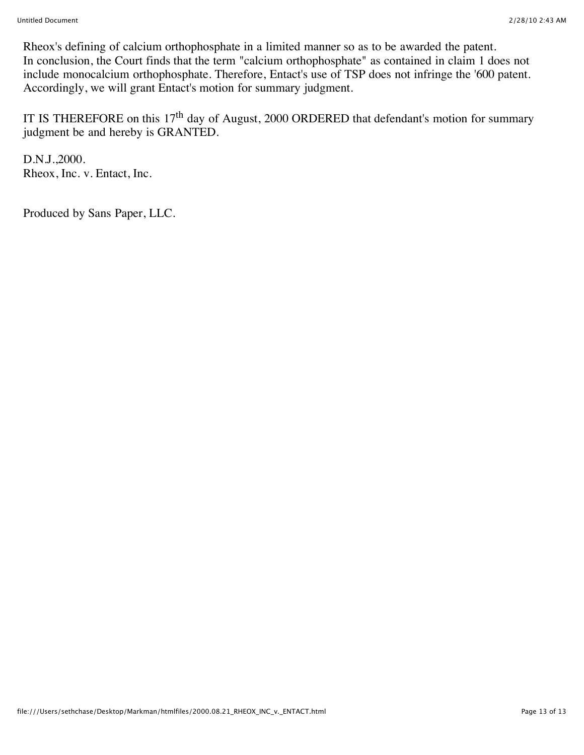Rheox's defining of calcium orthophosphate in a limited manner so as to be awarded the patent.
In conclusion, the Court finds that the term "calcium orthophosphate" as contained in claim 1 does not include monocalcium orthophosphate. Therefore, Entact's use of TSP does not infringe the '600 patent. Accordingly, we will grant Entact's motion for summary judgment.

IT IS THEREFORE on this 17th day of August, 2000 ORDERED that defendant's motion for summary judgment be and hereby is GRANTED.

D.N.J.,2000.
Rheox, Inc. v. Entact, Inc.

Produced by Sans Paper, LLC.